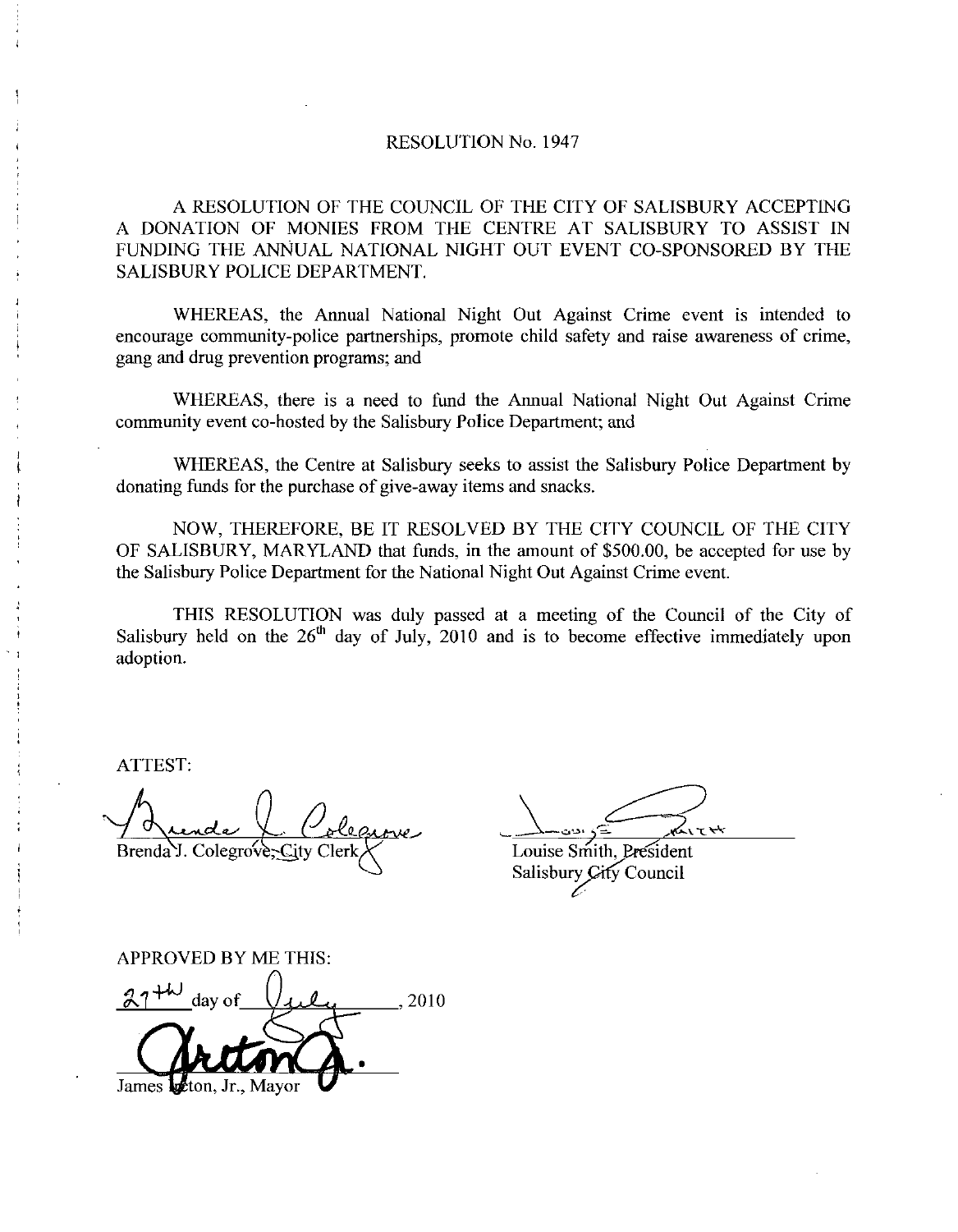# RESOLUTION No. 1947

A RESOLUTION OF THE COUNCIL OF THE CITY OF SALISBURY ACCEPTING A DONATION OF MONIES FROM THE CENTRE AT SALISBURY TO ASSIST IN FUNDING THE ANNUAL NATIONAL NIGHT OUT EVENT CO-SPONSORED BY THE SALISBURY POLICE DEPARTMENT.

WHEREAS, the Annual National Night Out Against Crime event is intended to encourage community-police partnerships, promote child safety and raise awareness of crime, gang and drug prevention programs; and

WHEREAS, there is a need to fund the Annual National Night Out Against Crime community event co-hosted by the Salisbury Police Department; and

WHEREAS, the Centre at Salisbury seeks to assist the Salisbury Police Department by donating funds for the purchase of give-away items and snacks.

NOW, THEREFORE, BE IT RESOLVED BY THE CITY COUNCIL OF THE CITY OF SALISBURY, MARYLAND that funds, in the amount of $500.00, be accepted for use by the Salisbury Police Department for the National Night Out Against Crime event.

THIS RESOLUTION was duly passed at a meeting of the Council of the City of Salisbury held on the 26th day of July, 2010 and is to become effective immediately upon adoption.

ATTEST:

Brenda J. Colegrove, City Clerk

Louise Smith, President
Salisbury City Council

APPROVED BY ME THIS:

27th day of July, 2010

James Ireton, Jr., Mayor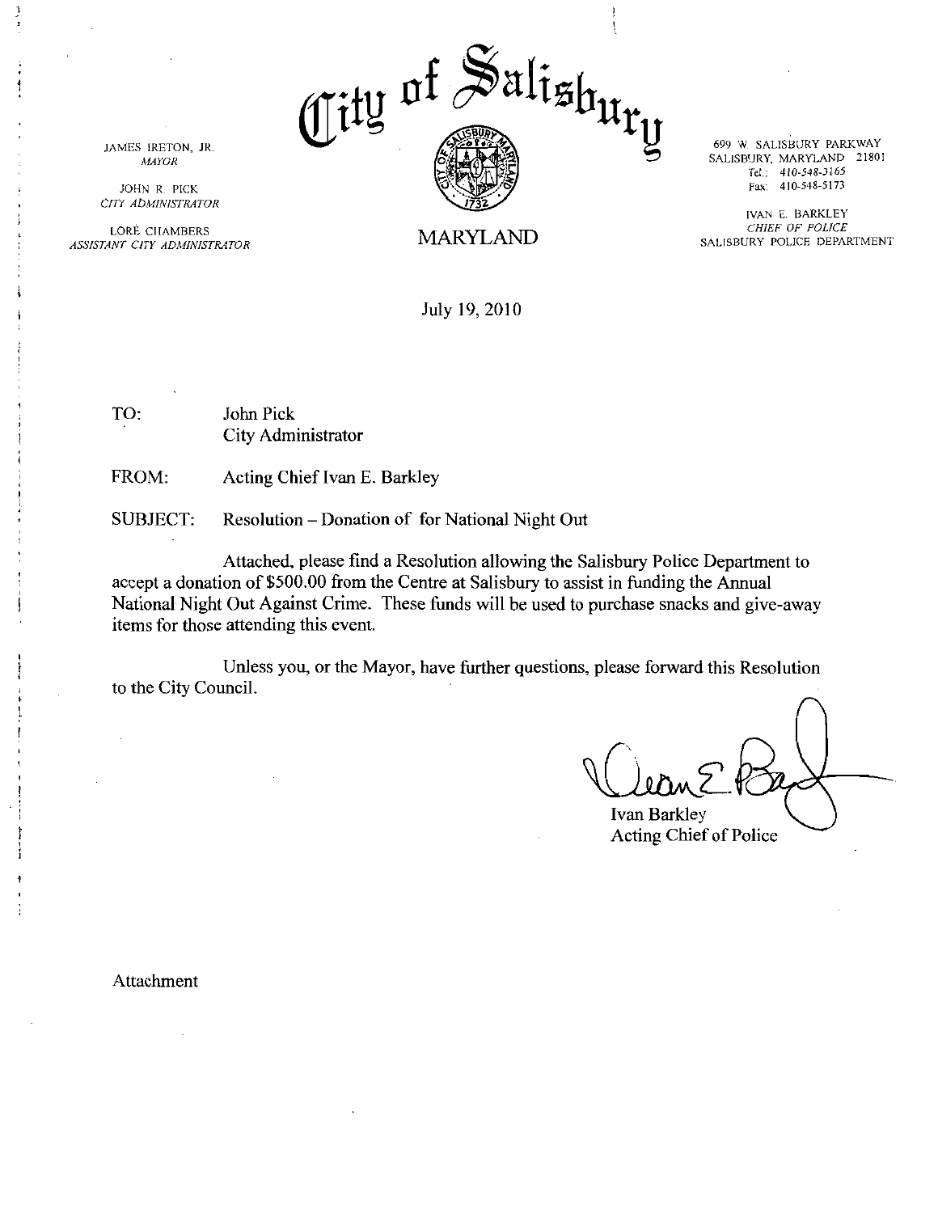JAMES IRETON, JR.
*MAYOR*

JOHN R. PICK
*CITY ADMINISTRATOR*

LORÉ CHAMBERS
*ASSISTANT CITY ADMINISTRATOR*

# City of Salisbury

MARYLAND

699 W. SALISBURY PARKWAY
SALISBURY, MARYLAND 21801
Tel.: 410-548-3165
Fax: 410-548-5173

IVAN E. BARKLEY
*CHIEF OF POLICE*
SALISBURY POLICE DEPARTMENT

July 19, 2010

TO: John Pick
City Administrator

FROM: Acting Chief Ivan E. Barkley

SUBJECT: Resolution – Donation of for National Night Out

Attached, please find a Resolution allowing the Salisbury Police Department to accept a donation of $500.00 from the Centre at Salisbury to assist in funding the Annual National Night Out Against Crime. These funds will be used to purchase snacks and give-away items for those attending this event.

Unless you, or the Mayor, have further questions, please forward this Resolution to the City Council.

Ivan Barkley
Acting Chief of Police

Attachment